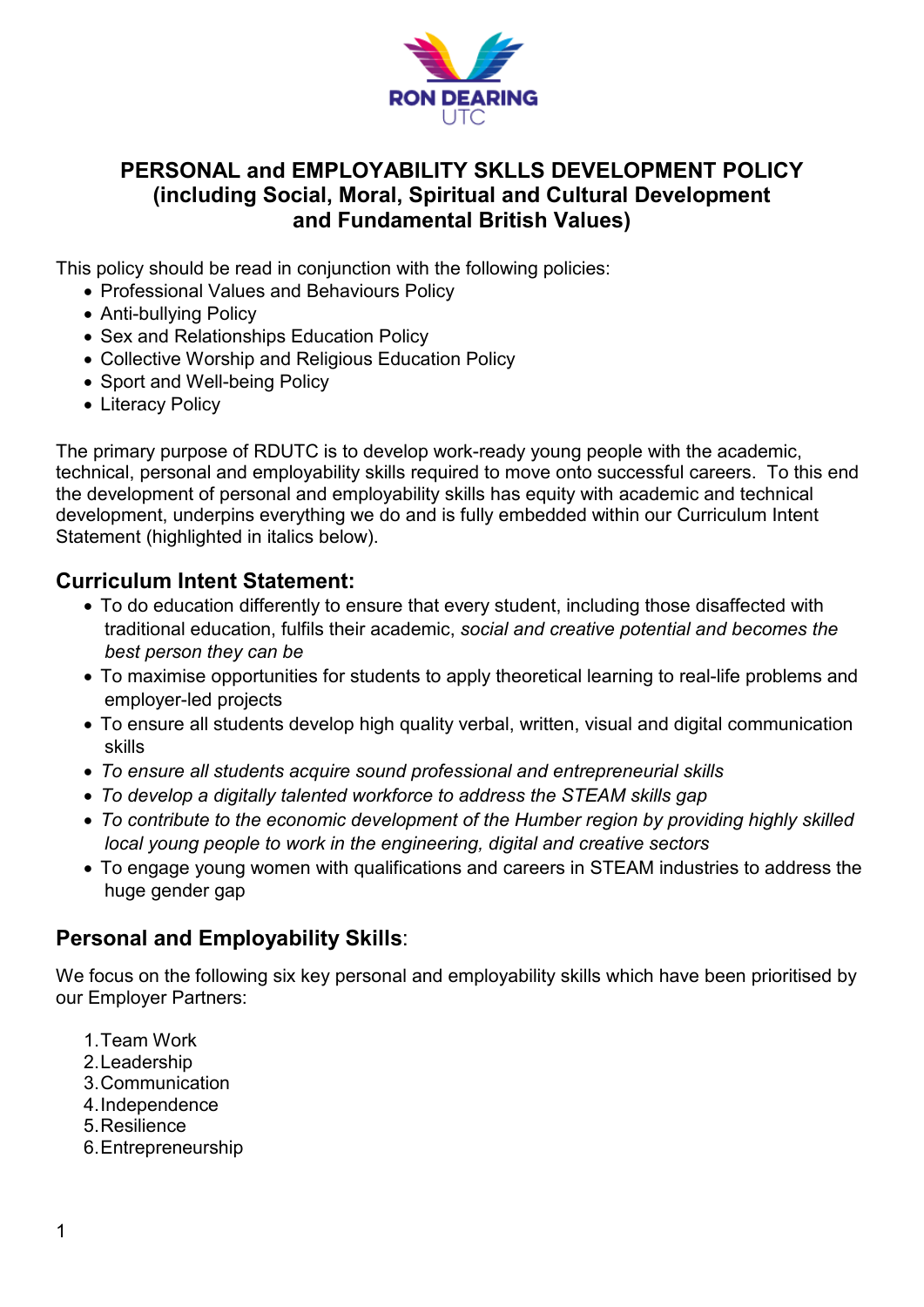# PERSONAL and EMPLOYABILITY SKLLS DEVELOPMENT POLICY (including Social, Moral, Spiritual and Cultural Development and Fundamental British Values)

This policy should be read in conjunction with the following policies:

- Professional Values and Behaviours Policy
- Anti-bullying Policy
- Sex and Relationships Education Policy
- Collective Worship and Religious Education Policy
- Sport and Well-being Policy
- Literacy Policy

The primary purpose of RDUTC is to develop work-ready young people with the academic, technical, personal and employability skills required to move onto successful careers. To this end the development of personal and employability skills has equity with academic and technical development, underpins everything we do and is fully embedded within our Curriculum Intent Statement (highlighted in italics below).

## Curriculum Intent Statement:

- To do education differently to ensure that every student, including those disaffected with traditional education, fulfils their academic, *social and creative potential and becomes the best person they can be*
- To maximise opportunities for students to apply theoretical learning to real-life problems and employer-led projects
- To ensure all students develop high quality verbal, written, visual and digital communication skills
- *To ensure all students acquire sound professional and entrepreneurial skills*
- *To develop a digitally talented workforce to address the STEAM skills gap*
- *To contribute to the economic development of the Humber region by providing highly skilled local young people to work in the engineering, digital and creative sectors*
- To engage young women with qualifications and careers in STEAM industries to address the huge gender gap

## Personal and Employability Skills:

We focus on the following six key personal and employability skills which have been prioritised by our Employer Partners:

1. Team Work
2. Leadership
3. Communication
4. Independence
5. Resilience
6. Entrepreneurship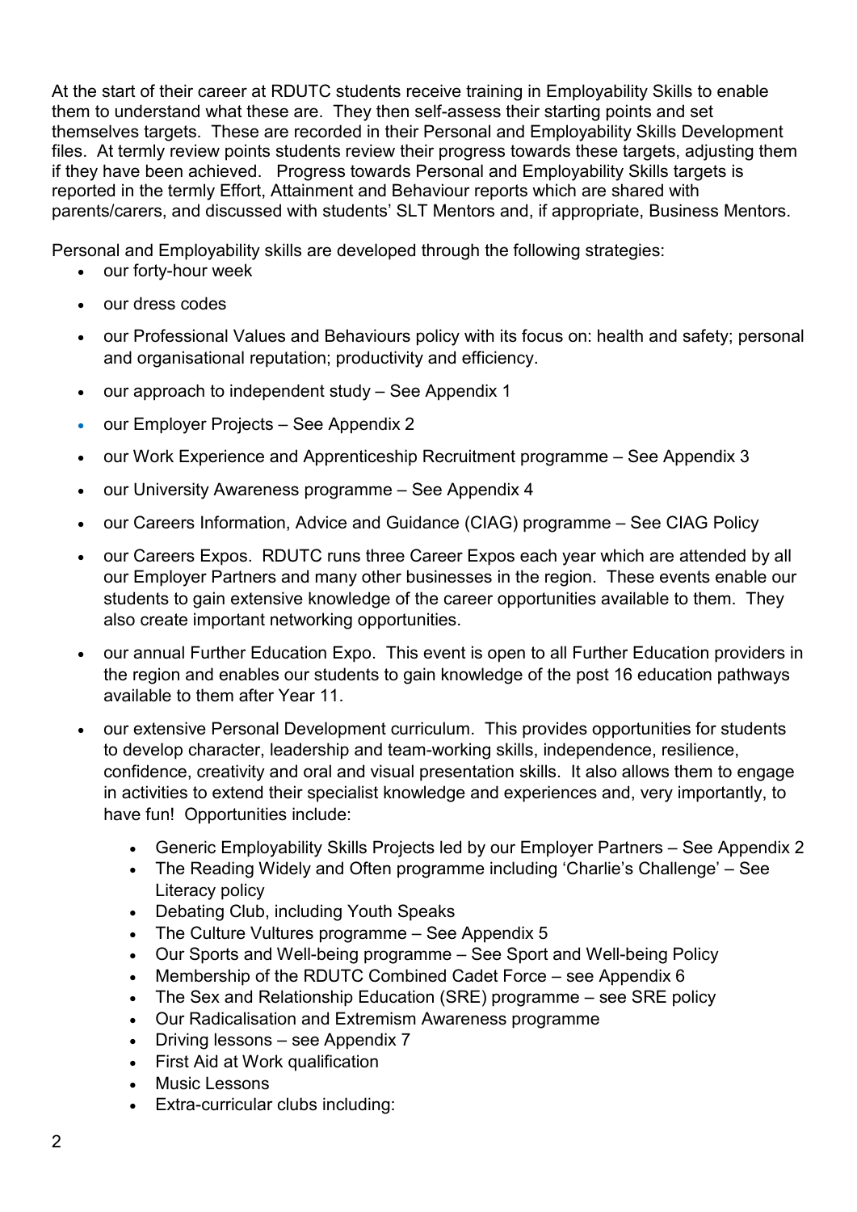At the start of their career at RDUTC students receive training in Employability Skills to enable them to understand what these are. They then self-assess their starting points and set themselves targets. These are recorded in their Personal and Employability Skills Development files. At termly review points students review their progress towards these targets, adjusting them if they have been achieved. Progress towards Personal and Employability Skills targets is reported in the termly Effort, Attainment and Behaviour reports which are shared with parents/carers, and discussed with students' SLT Mentors and, if appropriate, Business Mentors.

Personal and Employability skills are developed through the following strategies:

- our forty-hour week
- our dress codes
- our Professional Values and Behaviours policy with its focus on: health and safety; personal and organisational reputation; productivity and efficiency.
- our approach to independent study – See Appendix 1
- our Employer Projects – See Appendix 2
- our Work Experience and Apprenticeship Recruitment programme – See Appendix 3
- our University Awareness programme – See Appendix 4
- our Careers Information, Advice and Guidance (CIAG) programme – See CIAG Policy
- our Careers Expos. RDUTC runs three Career Expos each year which are attended by all our Employer Partners and many other businesses in the region. These events enable our students to gain extensive knowledge of the career opportunities available to them. They also create important networking opportunities.
- our annual Further Education Expo. This event is open to all Further Education providers in the region and enables our students to gain knowledge of the post 16 education pathways available to them after Year 11.
- our extensive Personal Development curriculum. This provides opportunities for students to develop character, leadership and team-working skills, independence, resilience, confidence, creativity and oral and visual presentation skills. It also allows them to engage in activities to extend their specialist knowledge and experiences and, very importantly, to have fun! Opportunities include:
  - Generic Employability Skills Projects led by our Employer Partners – See Appendix 2
  - The Reading Widely and Often programme including 'Charlie's Challenge' – See Literacy policy
  - Debating Club, including Youth Speaks
  - The Culture Vultures programme – See Appendix 5
  - Our Sports and Well-being programme – See Sport and Well-being Policy
  - Membership of the RDUTC Combined Cadet Force – see Appendix 6
  - The Sex and Relationship Education (SRE) programme – see SRE policy
  - Our Radicalisation and Extremism Awareness programme
  - Driving lessons – see Appendix 7
  - First Aid at Work qualification
  - Music Lessons
  - Extra-curricular clubs including: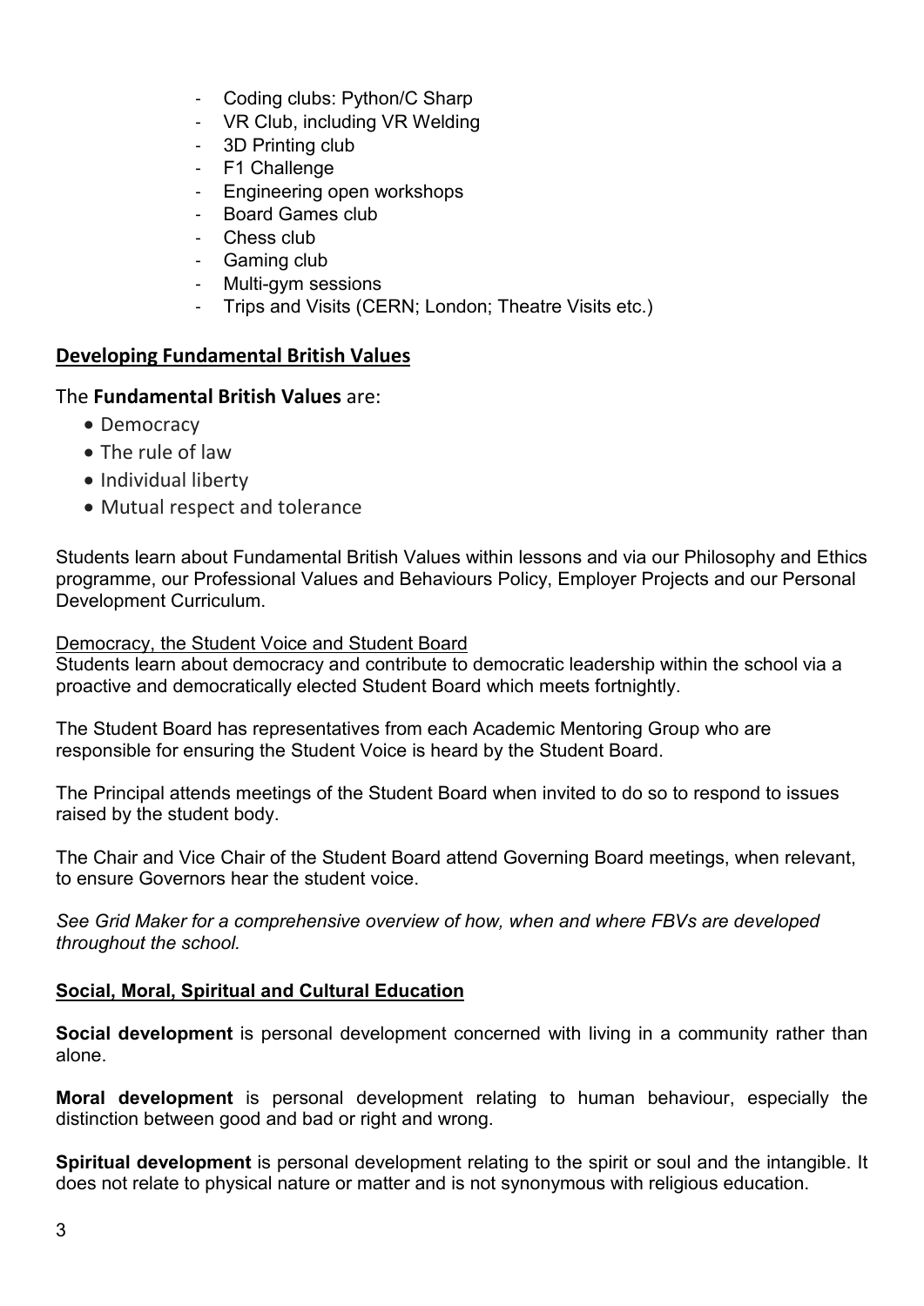- Coding clubs: Python/C Sharp
- VR Club, including VR Welding
- 3D Printing club
- F1 Challenge
- Engineering open workshops
- Board Games club
- Chess club
- Gaming club
- Multi-gym sessions
- Trips and Visits (CERN; London; Theatre Visits etc.)

## Developing Fundamental British Values

The **Fundamental British Values** are:

- Democracy
- The rule of law
- Individual liberty
- Mutual respect and tolerance

Students learn about Fundamental British Values within lessons and via our Philosophy and Ethics programme, our Professional Values and Behaviours Policy, Employer Projects and our Personal Development Curriculum.

### Democracy, the Student Voice and Student Board

Students learn about democracy and contribute to democratic leadership within the school via a proactive and democratically elected Student Board which meets fortnightly.

The Student Board has representatives from each Academic Mentoring Group who are responsible for ensuring the Student Voice is heard by the Student Board.

The Principal attends meetings of the Student Board when invited to do so to respond to issues raised by the student body.

The Chair and Vice Chair of the Student Board attend Governing Board meetings, when relevant, to ensure Governors hear the student voice.

*See Grid Maker for a comprehensive overview of how, when and where FBVs are developed throughout the school.*

## Social, Moral, Spiritual and Cultural Education

**Social development** is personal development concerned with living in a community rather than alone.

**Moral development** is personal development relating to human behaviour, especially the distinction between good and bad or right and wrong.

**Spiritual development** is personal development relating to the spirit or soul and the intangible. It does not relate to physical nature or matter and is not synonymous with religious education.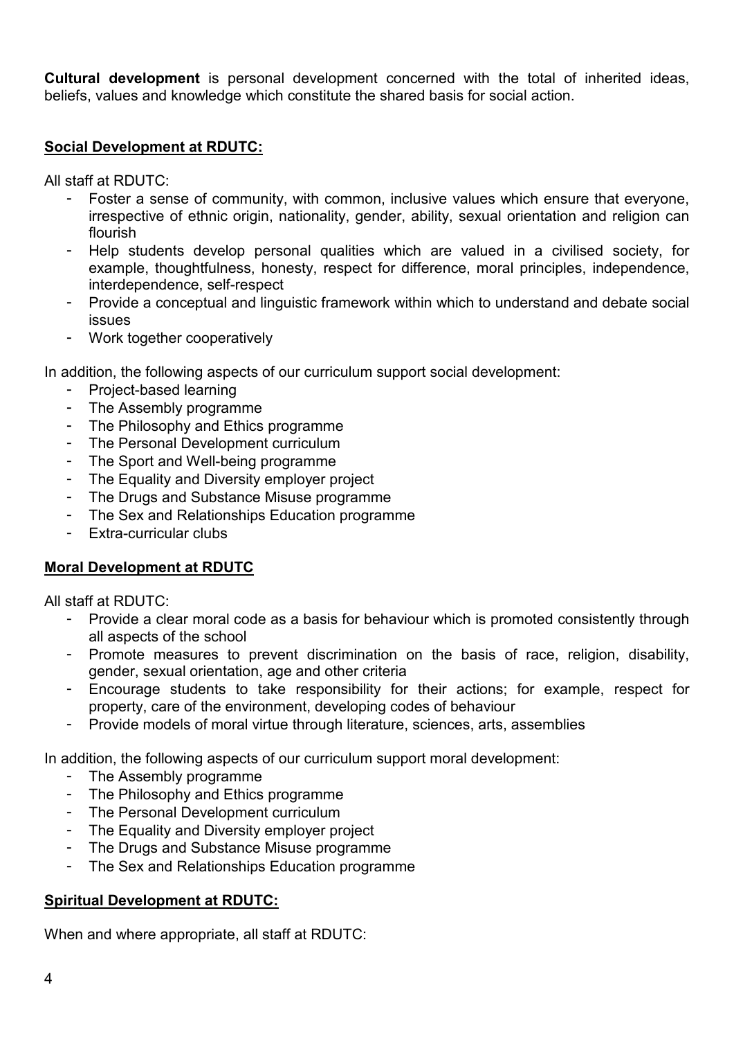**Cultural development** is personal development concerned with the total of inherited ideas, beliefs, values and knowledge which constitute the shared basis for social action.

## Social Development at RDUTC:

All staff at RDUTC:

- Foster a sense of community, with common, inclusive values which ensure that everyone, irrespective of ethnic origin, nationality, gender, ability, sexual orientation and religion can flourish
- Help students develop personal qualities which are valued in a civilised society, for example, thoughtfulness, honesty, respect for difference, moral principles, independence, interdependence, self-respect
- Provide a conceptual and linguistic framework within which to understand and debate social issues
- Work together cooperatively

In addition, the following aspects of our curriculum support social development:

- Project-based learning
- The Assembly programme
- The Philosophy and Ethics programme
- The Personal Development curriculum
- The Sport and Well-being programme
- The Equality and Diversity employer project
- The Drugs and Substance Misuse programme
- The Sex and Relationships Education programme
- Extra-curricular clubs

## Moral Development at RDUTC

All staff at RDUTC:

- Provide a clear moral code as a basis for behaviour which is promoted consistently through all aspects of the school
- Promote measures to prevent discrimination on the basis of race, religion, disability, gender, sexual orientation, age and other criteria
- Encourage students to take responsibility for their actions; for example, respect for property, care of the environment, developing codes of behaviour
- Provide models of moral virtue through literature, sciences, arts, assemblies

In addition, the following aspects of our curriculum support moral development:

- The Assembly programme
- The Philosophy and Ethics programme
- The Personal Development curriculum
- The Equality and Diversity employer project
- The Drugs and Substance Misuse programme
- The Sex and Relationships Education programme

## Spiritual Development at RDUTC:

When and where appropriate, all staff at RDUTC: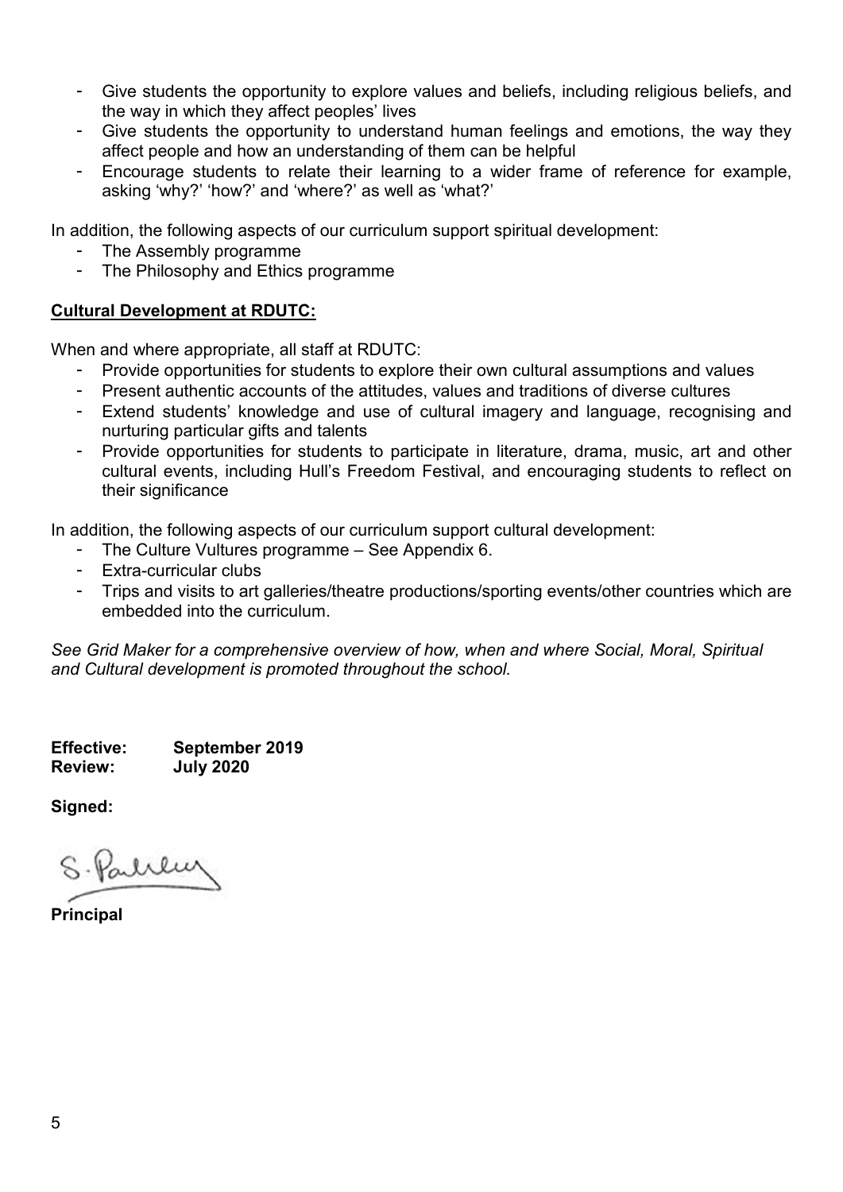- Give students the opportunity to explore values and beliefs, including religious beliefs, and the way in which they affect peoples' lives
- Give students the opportunity to understand human feelings and emotions, the way they affect people and how an understanding of them can be helpful
- Encourage students to relate their learning to a wider frame of reference for example, asking 'why?' 'how?' and 'where?' as well as 'what?'

In addition, the following aspects of our curriculum support spiritual development:

- The Assembly programme
- The Philosophy and Ethics programme

**Cultural Development at RDUTC:**

When and where appropriate, all staff at RDUTC:

- Provide opportunities for students to explore their own cultural assumptions and values
- Present authentic accounts of the attitudes, values and traditions of diverse cultures
- Extend students' knowledge and use of cultural imagery and language, recognising and nurturing particular gifts and talents
- Provide opportunities for students to participate in literature, drama, music, art and other cultural events, including Hull's Freedom Festival, and encouraging students to reflect on their significance

In addition, the following aspects of our curriculum support cultural development:

- The Culture Vultures programme – See Appendix 6.
- Extra-curricular clubs
- Trips and visits to art galleries/theatre productions/sporting events/other countries which are embedded into the curriculum.

*See Grid Maker for a comprehensive overview of how, when and where Social, Moral, Spiritual and Cultural development is promoted throughout the school.*

**Effective:** **September 2019**
**Review:** **July 2020**

**Signed:**

S. Parkley

**Principal**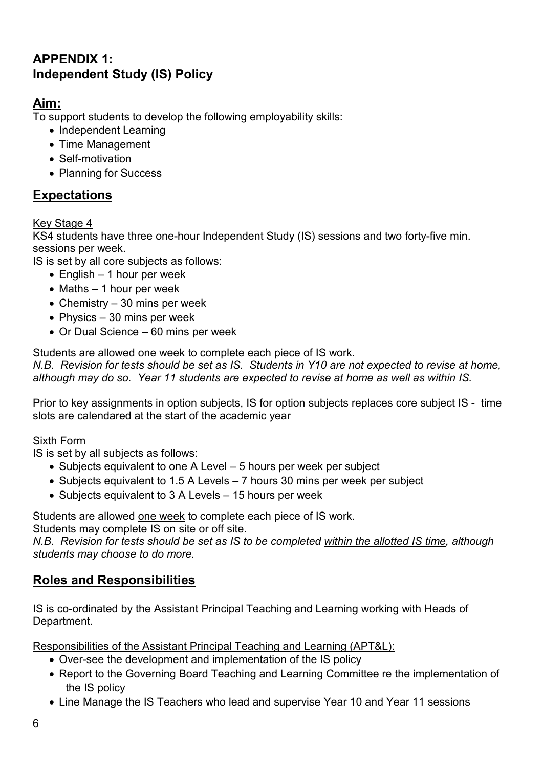## APPENDIX 1:
## Independent Study (IS) Policy

### Aim:

To support students to develop the following employability skills:

- Independent Learning
- Time Management
- Self-motivation
- Planning for Success

### Expectations

Key Stage 4

KS4 students have three one-hour Independent Study (IS) sessions and two forty-five min. sessions per week.

IS is set by all core subjects as follows:

- English – 1 hour per week
- Maths – 1 hour per week
- Chemistry – 30 mins per week
- Physics – 30 mins per week
- Or Dual Science – 60 mins per week

Students are allowed one week to complete each piece of IS work.

*N.B. Revision for tests should be set as IS. Students in Y10 are not expected to revise at home, although may do so. Year 11 students are expected to revise at home as well as within IS.*

Prior to key assignments in option subjects, IS for option subjects replaces core subject IS - time slots are calendared at the start of the academic year

Sixth Form

IS is set by all subjects as follows:

- Subjects equivalent to one A Level – 5 hours per week per subject
- Subjects equivalent to 1.5 A Levels – 7 hours 30 mins per week per subject
- Subjects equivalent to 3 A Levels – 15 hours per week

Students are allowed one week to complete each piece of IS work.

Students may complete IS on site or off site.

*N.B. Revision for tests should be set as IS to be completed within the allotted IS time, although students may choose to do more.*

### Roles and Responsibilities

IS is co-ordinated by the Assistant Principal Teaching and Learning working with Heads of Department.

Responsibilities of the Assistant Principal Teaching and Learning (APT&L):

- Over-see the development and implementation of the IS policy
- Report to the Governing Board Teaching and Learning Committee re the implementation of the IS policy
- Line Manage the IS Teachers who lead and supervise Year 10 and Year 11 sessions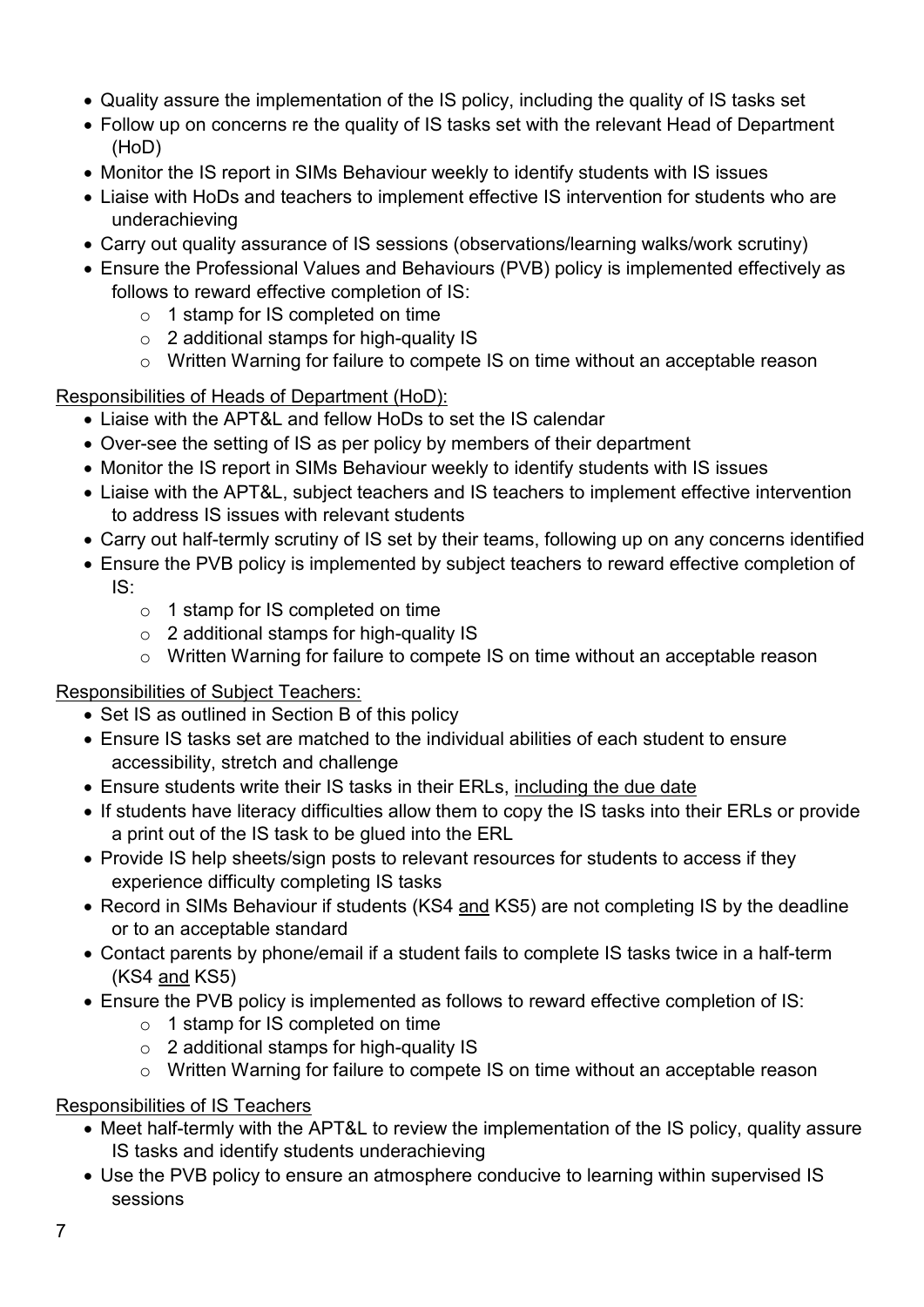- Quality assure the implementation of the IS policy, including the quality of IS tasks set
- Follow up on concerns re the quality of IS tasks set with the relevant Head of Department (HoD)
- Monitor the IS report in SIMs Behaviour weekly to identify students with IS issues
- Liaise with HoDs and teachers to implement effective IS intervention for students who are underachieving
- Carry out quality assurance of IS sessions (observations/learning walks/work scrutiny)
- Ensure the Professional Values and Behaviours (PVB) policy is implemented effectively as follows to reward effective completion of IS:
  - 1 stamp for IS completed on time
  - 2 additional stamps for high-quality IS
  - Written Warning for failure to compete IS on time without an acceptable reason

<u>Responsibilities of Heads of Department (HoD):</u>

- Liaise with the APT&L and fellow HoDs to set the IS calendar
- Over-see the setting of IS as per policy by members of their department
- Monitor the IS report in SIMs Behaviour weekly to identify students with IS issues
- Liaise with the APT&L, subject teachers and IS teachers to implement effective intervention to address IS issues with relevant students
- Carry out half-termly scrutiny of IS set by their teams, following up on any concerns identified
- Ensure the PVB policy is implemented by subject teachers to reward effective completion of IS:
  - 1 stamp for IS completed on time
  - 2 additional stamps for high-quality IS
  - Written Warning for failure to compete IS on time without an acceptable reason

<u>Responsibilities of Subject Teachers:</u>

- Set IS as outlined in Section B of this policy
- Ensure IS tasks set are matched to the individual abilities of each student to ensure accessibility, stretch and challenge
- Ensure students write their IS tasks in their ERLs, <u>including the due date</u>
- If students have literacy difficulties allow them to copy the IS tasks into their ERLs or provide a print out of the IS task to be glued into the ERL
- Provide IS help sheets/sign posts to relevant resources for students to access if they experience difficulty completing IS tasks
- Record in SIMs Behaviour if students (KS4 <u>and</u> KS5) are not completing IS by the deadline or to an acceptable standard
- Contact parents by phone/email if a student fails to complete IS tasks twice in a half-term (KS4 <u>and</u> KS5)
- Ensure the PVB policy is implemented as follows to reward effective completion of IS:
  - 1 stamp for IS completed on time
  - 2 additional stamps for high-quality IS
  - Written Warning for failure to compete IS on time without an acceptable reason

<u>Responsibilities of IS Teachers</u>

- Meet half-termly with the APT&L to review the implementation of the IS policy, quality assure IS tasks and identify students underachieving
- Use the PVB policy to ensure an atmosphere conducive to learning within supervised IS sessions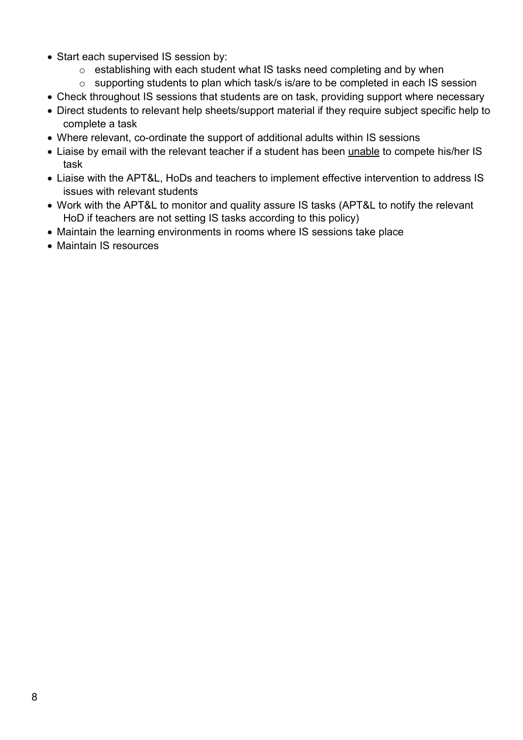- Start each supervised IS session by:
  - establishing with each student what IS tasks need completing and by when
  - supporting students to plan which task/s is/are to be completed in each IS session
- Check throughout IS sessions that students are on task, providing support where necessary
- Direct students to relevant help sheets/support material if they require subject specific help to complete a task
- Where relevant, co-ordinate the support of additional adults within IS sessions
- Liaise by email with the relevant teacher if a student has been <u>unable</u> to compete his/her IS task
- Liaise with the APT&L, HoDs and teachers to implement effective intervention to address IS issues with relevant students
- Work with the APT&L to monitor and quality assure IS tasks (APT&L to notify the relevant HoD if teachers are not setting IS tasks according to this policy)
- Maintain the learning environments in rooms where IS sessions take place
- Maintain IS resources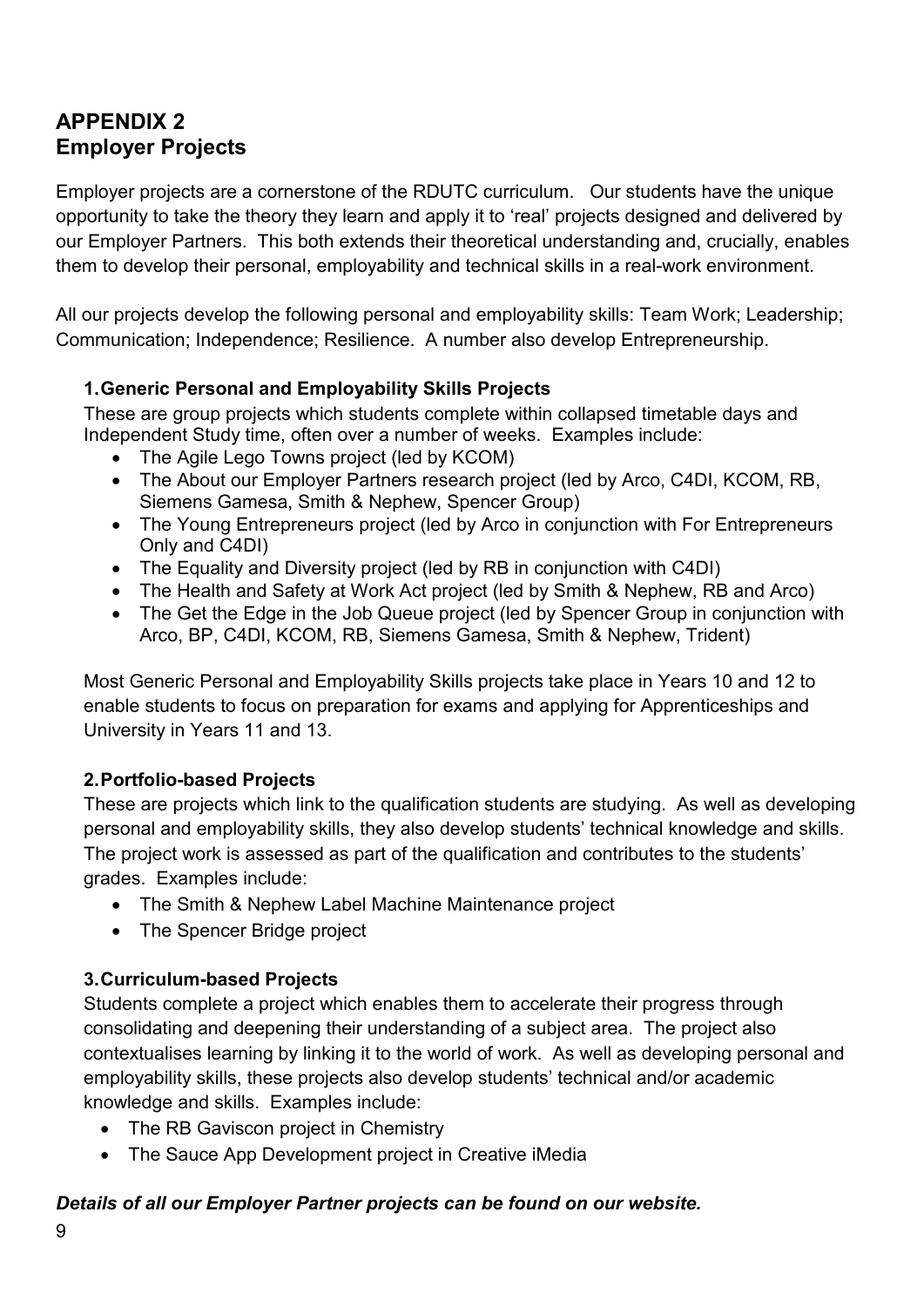## APPENDIX 2
## Employer Projects

Employer projects are a cornerstone of the RDUTC curriculum. Our students have the unique opportunity to take the theory they learn and apply it to 'real' projects designed and delivered by our Employer Partners. This both extends their theoretical understanding and, crucially, enables them to develop their personal, employability and technical skills in a real-work environment.

All our projects develop the following personal and employability skills: Team Work; Leadership; Communication; Independence; Resilience. A number also develop Entrepreneurship.

### 1. Generic Personal and Employability Skills Projects

These are group projects which students complete within collapsed timetable days and Independent Study time, often over a number of weeks. Examples include:

- The Agile Lego Towns project (led by KCOM)
- The About our Employer Partners research project (led by Arco, C4DI, KCOM, RB, Siemens Gamesa, Smith & Nephew, Spencer Group)
- The Young Entrepreneurs project (led by Arco in conjunction with For Entrepreneurs Only and C4DI)
- The Equality and Diversity project (led by RB in conjunction with C4DI)
- The Health and Safety at Work Act project (led by Smith & Nephew, RB and Arco)
- The Get the Edge in the Job Queue project (led by Spencer Group in conjunction with Arco, BP, C4DI, KCOM, RB, Siemens Gamesa, Smith & Nephew, Trident)

Most Generic Personal and Employability Skills projects take place in Years 10 and 12 to enable students to focus on preparation for exams and applying for Apprenticeships and University in Years 11 and 13.

### 2. Portfolio-based Projects

These are projects which link to the qualification students are studying. As well as developing personal and employability skills, they also develop students' technical knowledge and skills. The project work is assessed as part of the qualification and contributes to the students' grades. Examples include:

- The Smith & Nephew Label Machine Maintenance project
- The Spencer Bridge project

### 3. Curriculum-based Projects

Students complete a project which enables them to accelerate their progress through consolidating and deepening their understanding of a subject area. The project also contextualises learning by linking it to the world of work. As well as developing personal and employability skills, these projects also develop students' technical and/or academic knowledge and skills. Examples include:

- The RB Gaviscon project in Chemistry
- The Sauce App Development project in Creative iMedia

***Details of all our Employer Partner projects can be found on our website.***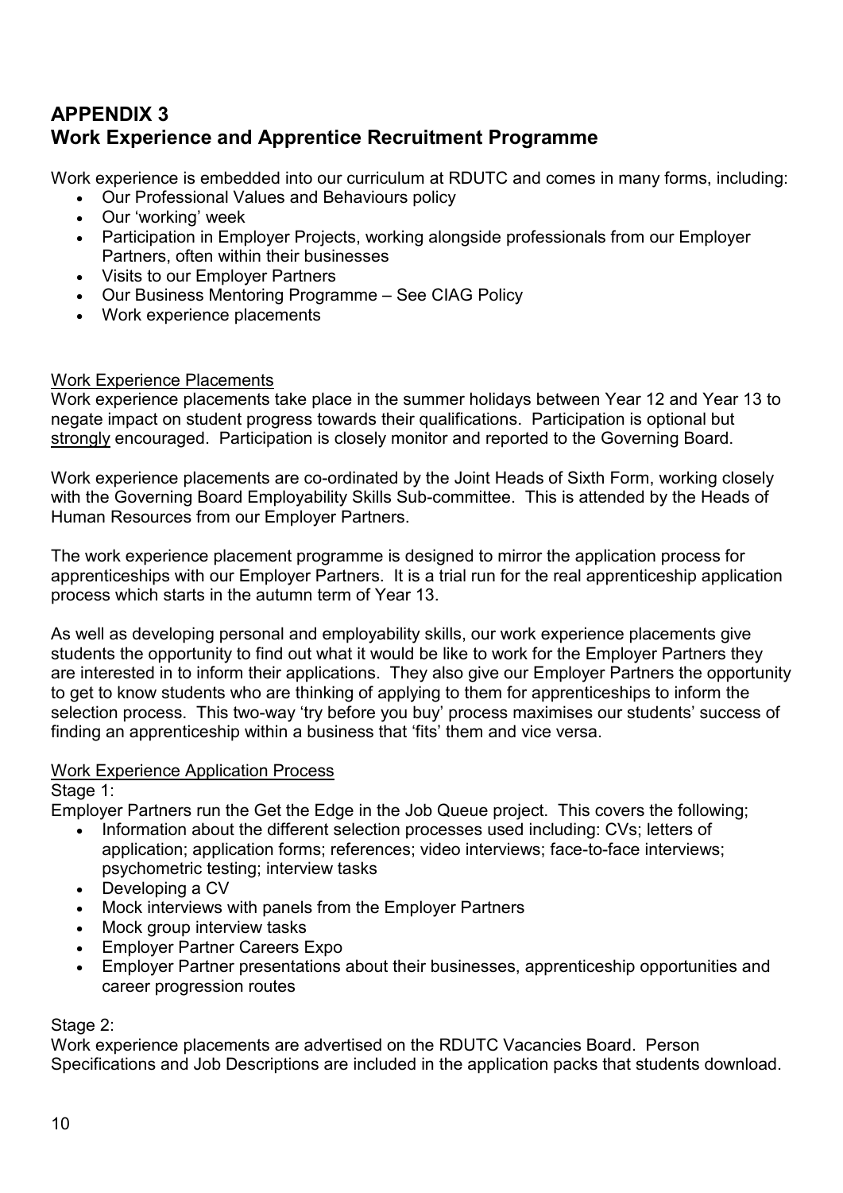# APPENDIX 3
# Work Experience and Apprentice Recruitment Programme

Work experience is embedded into our curriculum at RDUTC and comes in many forms, including:

- Our Professional Values and Behaviours policy
- Our 'working' week
- Participation in Employer Projects, working alongside professionals from our Employer Partners, often within their businesses
- Visits to our Employer Partners
- Our Business Mentoring Programme – See CIAG Policy
- Work experience placements

<u>Work Experience Placements</u>

Work experience placements take place in the summer holidays between Year 12 and Year 13 to negate impact on student progress towards their qualifications. Participation is optional but <u>strongly</u> encouraged. Participation is closely monitor and reported to the Governing Board.

Work experience placements are co-ordinated by the Joint Heads of Sixth Form, working closely with the Governing Board Employability Skills Sub-committee. This is attended by the Heads of Human Resources from our Employer Partners.

The work experience placement programme is designed to mirror the application process for apprenticeships with our Employer Partners. It is a trial run for the real apprenticeship application process which starts in the autumn term of Year 13.

As well as developing personal and employability skills, our work experience placements give students the opportunity to find out what it would be like to work for the Employer Partners they are interested in to inform their applications. They also give our Employer Partners the opportunity to get to know students who are thinking of applying to them for apprenticeships to inform the selection process. This two-way 'try before you buy' process maximises our students' success of finding an apprenticeship within a business that 'fits' them and vice versa.

<u>Work Experience Application Process</u>

Stage 1:

Employer Partners run the Get the Edge in the Job Queue project. This covers the following;

- Information about the different selection processes used including: CVs; letters of application; application forms; references; video interviews; face-to-face interviews; psychometric testing; interview tasks
- Developing a CV
- Mock interviews with panels from the Employer Partners
- Mock group interview tasks
- Employer Partner Careers Expo
- Employer Partner presentations about their businesses, apprenticeship opportunities and career progression routes

Stage 2:

Work experience placements are advertised on the RDUTC Vacancies Board. Person Specifications and Job Descriptions are included in the application packs that students download.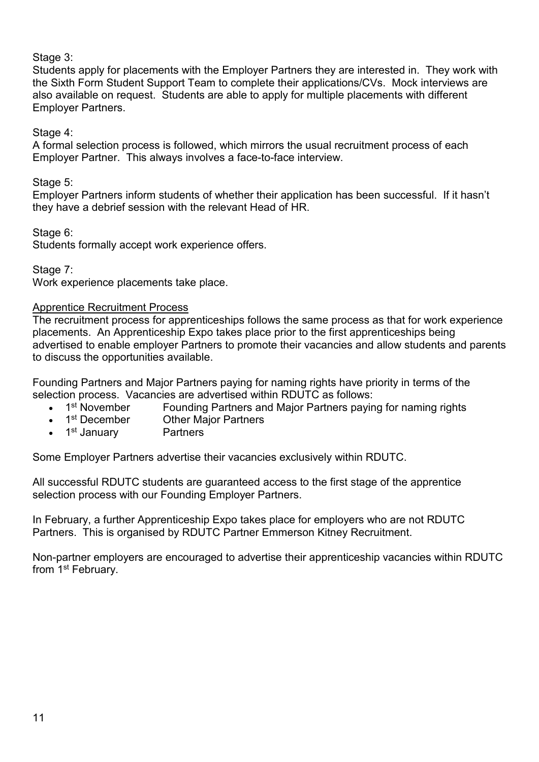Stage 3:
Students apply for placements with the Employer Partners they are interested in. They work with the Sixth Form Student Support Team to complete their applications/CVs. Mock interviews are also available on request. Students are able to apply for multiple placements with different Employer Partners.

Stage 4:
A formal selection process is followed, which mirrors the usual recruitment process of each Employer Partner. This always involves a face-to-face interview.

Stage 5:
Employer Partners inform students of whether their application has been successful. If it hasn't they have a debrief session with the relevant Head of HR.

Stage 6:
Students formally accept work experience offers.

Stage 7:
Work experience placements take place.

<u>Apprentice Recruitment Process</u>

The recruitment process for apprenticeships follows the same process as that for work experience placements. An Apprenticeship Expo takes place prior to the first apprenticeships being advertised to enable employer Partners to promote their vacancies and allow students and parents to discuss the opportunities available.

Founding Partners and Major Partners paying for naming rights have priority in terms of the selection process. Vacancies are advertised within RDUTC as follows:

- 1st November — Founding Partners and Major Partners paying for naming rights
- 1st December — Other Major Partners
- 1st January — Partners

Some Employer Partners advertise their vacancies exclusively within RDUTC.

All successful RDUTC students are guaranteed access to the first stage of the apprentice selection process with our Founding Employer Partners.

In February, a further Apprenticeship Expo takes place for employers who are not RDUTC Partners. This is organised by RDUTC Partner Emmerson Kitney Recruitment.

Non-partner employers are encouraged to advertise their apprenticeship vacancies within RDUTC from 1st February.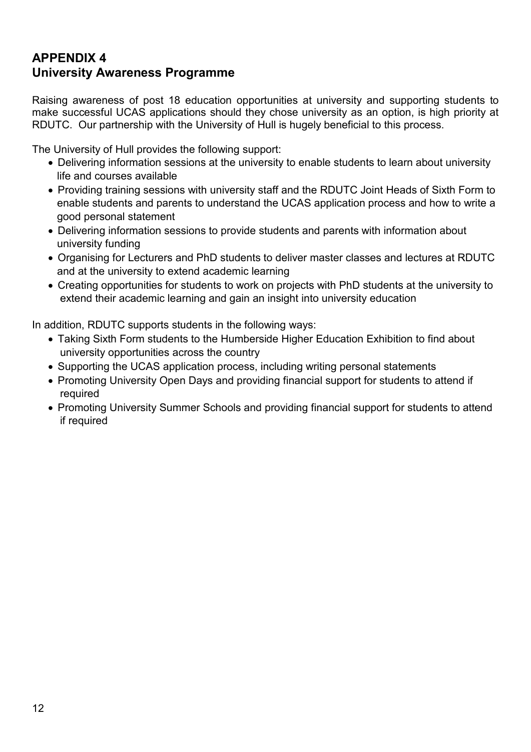## APPENDIX 4
## University Awareness Programme

Raising awareness of post 18 education opportunities at university and supporting students to make successful UCAS applications should they chose university as an option, is high priority at RDUTC. Our partnership with the University of Hull is hugely beneficial to this process.

The University of Hull provides the following support:

- Delivering information sessions at the university to enable students to learn about university life and courses available
- Providing training sessions with university staff and the RDUTC Joint Heads of Sixth Form to enable students and parents to understand the UCAS application process and how to write a good personal statement
- Delivering information sessions to provide students and parents with information about university funding
- Organising for Lecturers and PhD students to deliver master classes and lectures at RDUTC and at the university to extend academic learning
- Creating opportunities for students to work on projects with PhD students at the university to extend their academic learning and gain an insight into university education

In addition, RDUTC supports students in the following ways:

- Taking Sixth Form students to the Humberside Higher Education Exhibition to find about university opportunities across the country
- Supporting the UCAS application process, including writing personal statements
- Promoting University Open Days and providing financial support for students to attend if required
- Promoting University Summer Schools and providing financial support for students to attend if required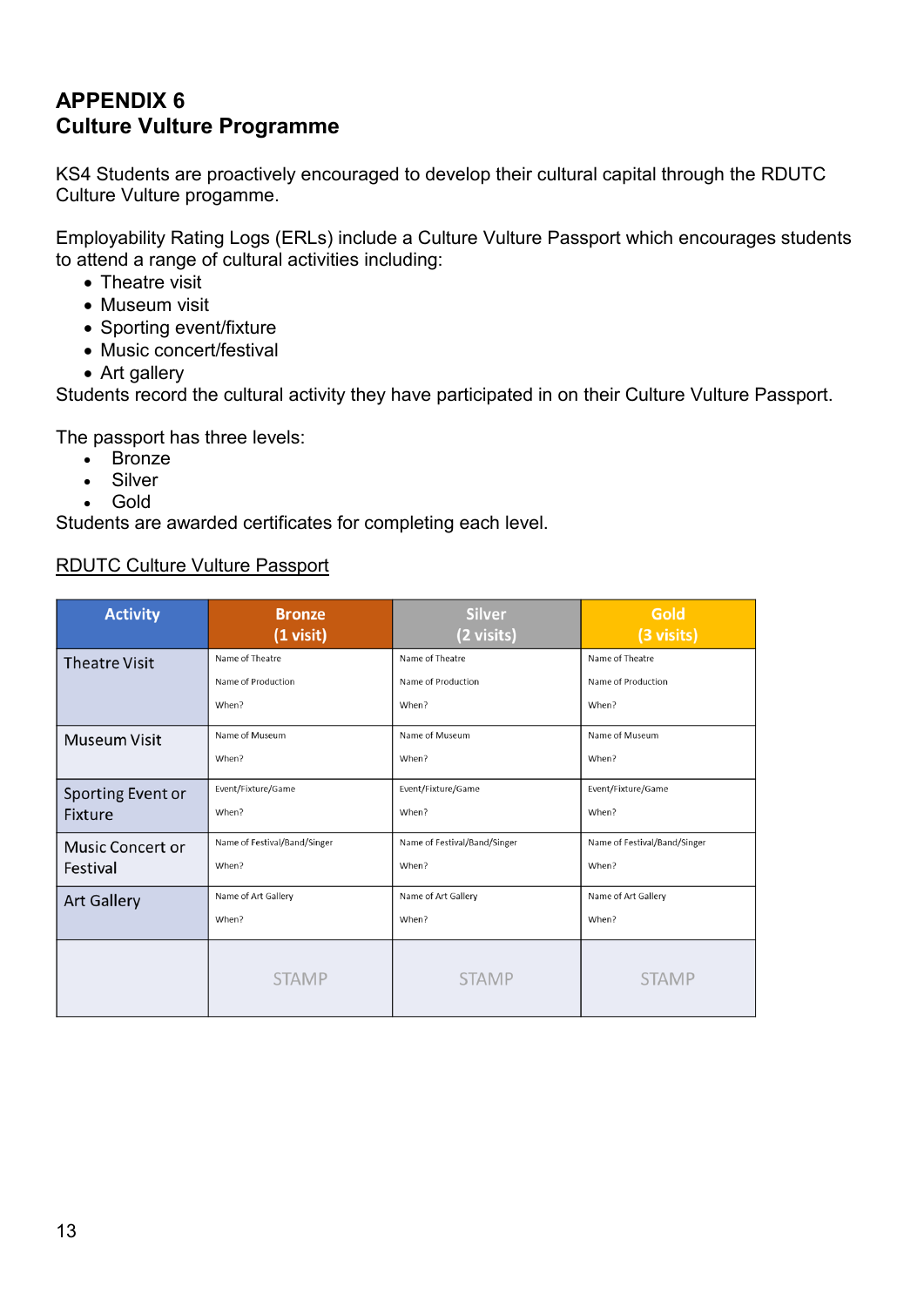# APPENDIX 6
## Culture Vulture Programme

KS4 Students are proactively encouraged to develop their cultural capital through the RDUTC Culture Vulture progamme.

Employability Rating Logs (ERLs) include a Culture Vulture Passport which encourages students to attend a range of cultural activities including:

- Theatre visit
- Museum visit
- Sporting event/fixture
- Music concert/festival
- Art gallery

Students record the cultural activity they have participated in on their Culture Vulture Passport.

The passport has three levels:

- Bronze
- Silver
- Gold

Students are awarded certificates for completing each level.

<u>RDUTC Culture Vulture Passport</u>

| Activity | Bronze (1 visit) | Silver (2 visits) | Gold (3 visits) |
|---|---|---|---|
| Theatre Visit | Name of Theatre<br>Name of Production<br>When? | Name of Theatre<br>Name of Production<br>When? | Name of Theatre<br>Name of Production<br>When? |
| Museum Visit | Name of Museum<br>When? | Name of Museum<br>When? | Name of Museum<br>When? |
| Sporting Event or Fixture | Event/Fixture/Game<br>When? | Event/Fixture/Game<br>When? | Event/Fixture/Game<br>When? |
| Music Concert or Festival | Name of Festival/Band/Singer<br>When? | Name of Festival/Band/Singer<br>When? | Name of Festival/Band/Singer<br>When? |
| Art Gallery | Name of Art Gallery<br>When? | Name of Art Gallery<br>When? | Name of Art Gallery<br>When? |
| | STAMP | STAMP | STAMP |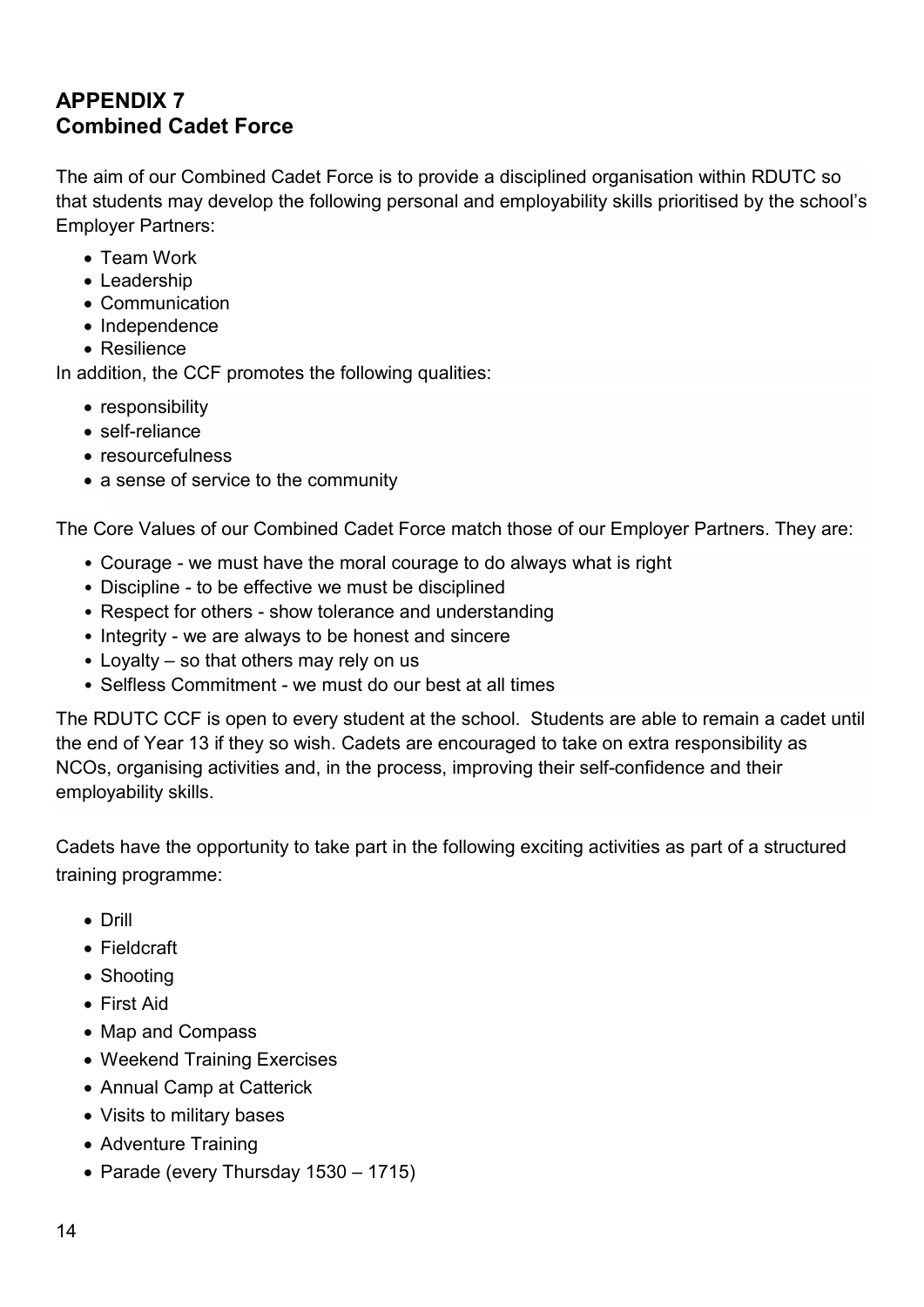## APPENDIX 7
## Combined Cadet Force

The aim of our Combined Cadet Force is to provide a disciplined organisation within RDUTC so that students may develop the following personal and employability skills prioritised by the school's Employer Partners:

- Team Work
- Leadership
- Communication
- Independence
- Resilience

In addition, the CCF promotes the following qualities:

- responsibility
- self-reliance
- resourcefulness
- a sense of service to the community

The Core Values of our Combined Cadet Force match those of our Employer Partners. They are:

- Courage - we must have the moral courage to do always what is right
- Discipline - to be effective we must be disciplined
- Respect for others - show tolerance and understanding
- Integrity - we are always to be honest and sincere
- Loyalty – so that others may rely on us
- Selfless Commitment - we must do our best at all times

The RDUTC CCF is open to every student at the school. Students are able to remain a cadet until the end of Year 13 if they so wish. Cadets are encouraged to take on extra responsibility as NCOs, organising activities and, in the process, improving their self-confidence and their employability skills.

Cadets have the opportunity to take part in the following exciting activities as part of a structured training programme:

- Drill
- Fieldcraft
- Shooting
- First Aid
- Map and Compass
- Weekend Training Exercises
- Annual Camp at Catterick
- Visits to military bases
- Adventure Training
- Parade (every Thursday 1530 – 1715)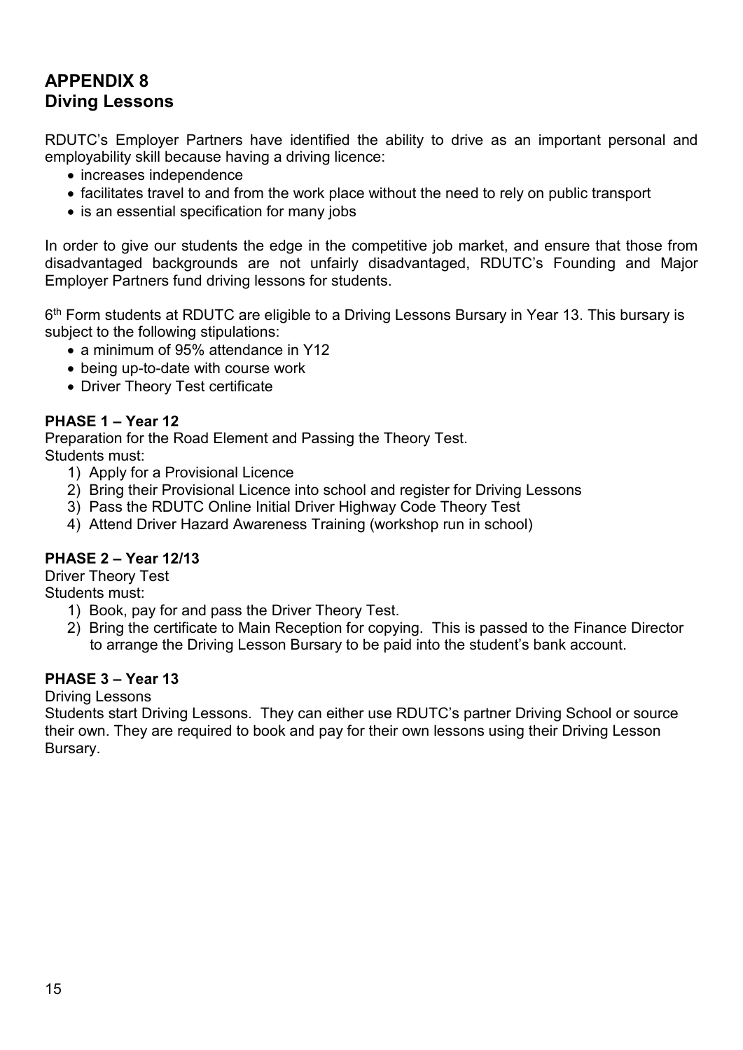## APPENDIX 8
## Diving Lessons

RDUTC's Employer Partners have identified the ability to drive as an important personal and employability skill because having a driving licence:

- increases independence
- facilitates travel to and from the work place without the need to rely on public transport
- is an essential specification for many jobs

In order to give our students the edge in the competitive job market, and ensure that those from disadvantaged backgrounds are not unfairly disadvantaged, RDUTC's Founding and Major Employer Partners fund driving lessons for students.

6th Form students at RDUTC are eligible to a Driving Lessons Bursary in Year 13. This bursary is subject to the following stipulations:

- a minimum of 95% attendance in Y12
- being up-to-date with course work
- Driver Theory Test certificate

**PHASE 1 – Year 12**

Preparation for the Road Element and Passing the Theory Test.
Students must:

1) Apply for a Provisional Licence
2) Bring their Provisional Licence into school and register for Driving Lessons
3) Pass the RDUTC Online Initial Driver Highway Code Theory Test
4) Attend Driver Hazard Awareness Training (workshop run in school)

**PHASE 2 – Year 12/13**

Driver Theory Test
Students must:

1) Book, pay for and pass the Driver Theory Test.
2) Bring the certificate to Main Reception for copying. This is passed to the Finance Director to arrange the Driving Lesson Bursary to be paid into the student's bank account.

**PHASE 3 – Year 13**

Driving Lessons
Students start Driving Lessons. They can either use RDUTC's partner Driving School or source their own. They are required to book and pay for their own lessons using their Driving Lesson Bursary.